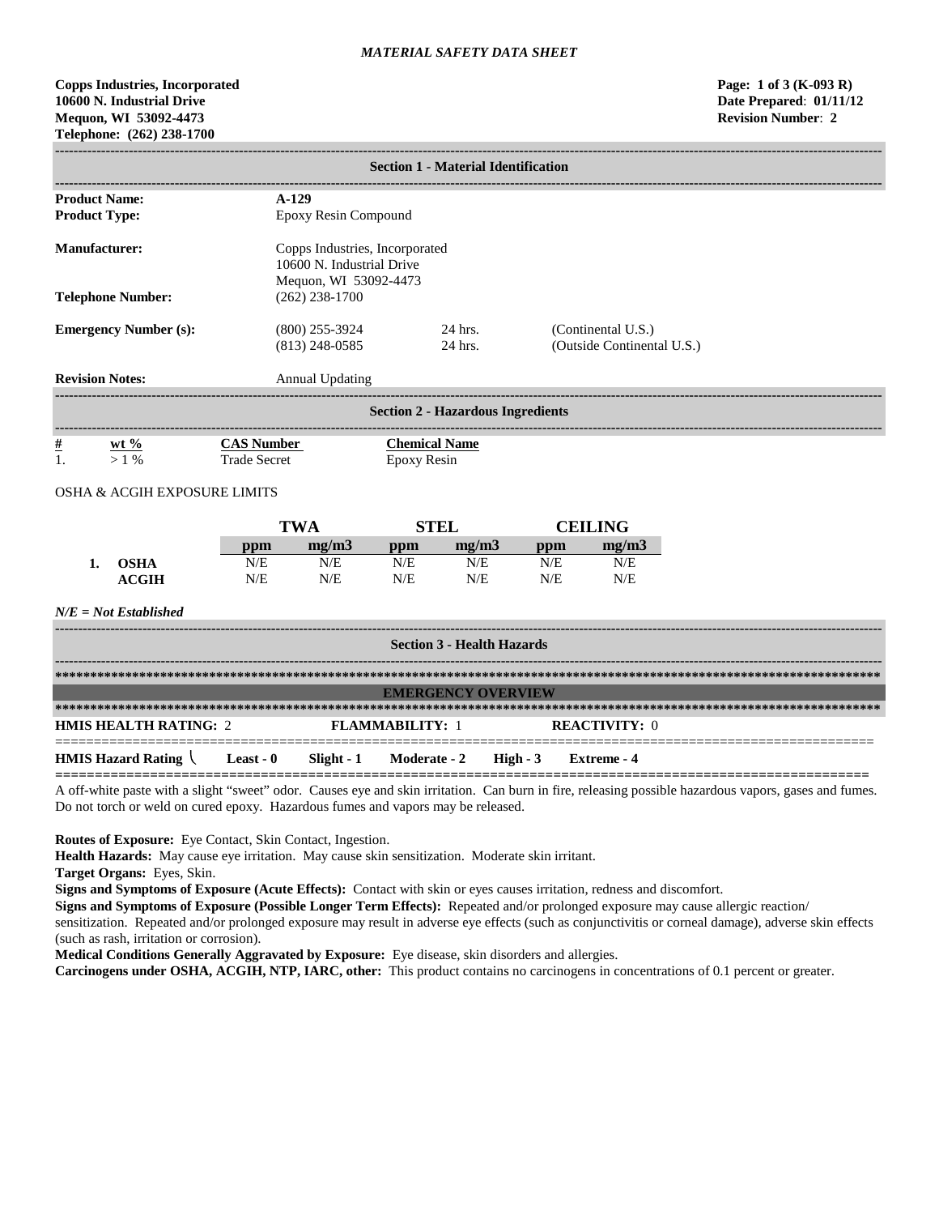*MATERIAL SAFETY DATA SHEET*

**Copps Industries, Incorporated**
**10600 N. Industrial Drive**
**Mequon, WI 53092-4473**
**Telephone: (262) 238-1700**

**Page: 1 of 3 (K-093 R)**
**Date Prepared: 01/11/12**
**Revision Number: 2**

## Section 1 - Material Identification

| | | | |
|---|---|---|---|
| **Product Name:** | **A-129** | | |
| **Product Type:** | Epoxy Resin Compound | | |
| **Manufacturer:** | Copps Industries, Incorporated<br>10600 N. Industrial Drive<br>Mequon, WI 53092-4473 | | |
| **Telephone Number:** | (262) 238-1700 | | |
| **Emergency Number (s):** | (800) 255-3924 | 24 hrs. | (Continental U.S.) |
| | (813) 248-0585 | 24 hrs. | (Outside Continental U.S.) |
| **Revision Notes:** | Annual Updating | | |

## Section 2 - Hazardous Ingredients

| # | wt % | CAS Number | Chemical Name |
|---|---|---|---|
| 1. | > 1 % | Trade Secret | Epoxy Resin |

OSHA & ACGIH EXPOSURE LIMITS

| | | TWA | | STEL | | CEILING | |
|---|---|---|---|---|---|---|---|
| | | ppm | mg/m3 | ppm | mg/m3 | ppm | mg/m3 |
| 1. | OSHA | N/E | N/E | N/E | N/E | N/E | N/E |
| | ACGIH | N/E | N/E | N/E | N/E | N/E | N/E |

*N/E = Not Established*

## Section 3 - Health Hazards

**EMERGENCY OVERVIEW**

**HMIS HEALTH RATING:** 2 **FLAMMABILITY:** 1 **REACTIVITY:** 0

**HMIS Hazard Rating** **Least - 0** **Slight - 1** **Moderate - 2** **High - 3** **Extreme - 4**

A off-white paste with a slight "sweet" odor. Causes eye and skin irritation. Can burn in fire, releasing possible hazardous vapors, gases and fumes. Do not torch or weld on cured epoxy. Hazardous fumes and vapors may be released.

**Routes of Exposure:** Eye Contact, Skin Contact, Ingestion.
**Health Hazards:** May cause eye irritation. May cause skin sensitization. Moderate skin irritant.
**Target Organs:** Eyes, Skin.
**Signs and Symptoms of Exposure (Acute Effects):** Contact with skin or eyes causes irritation, redness and discomfort.
**Signs and Symptoms of Exposure (Possible Longer Term Effects):** Repeated and/or prolonged exposure may cause allergic reaction/ sensitization. Repeated and/or prolonged exposure may result in adverse eye effects (such as conjunctivitis or corneal damage), adverse skin effects (such as rash, irritation or corrosion).
**Medical Conditions Generally Aggravated by Exposure:** Eye disease, skin disorders and allergies.
**Carcinogens under OSHA, ACGIH, NTP, IARC, other:** This product contains no carcinogens in concentrations of 0.1 percent or greater.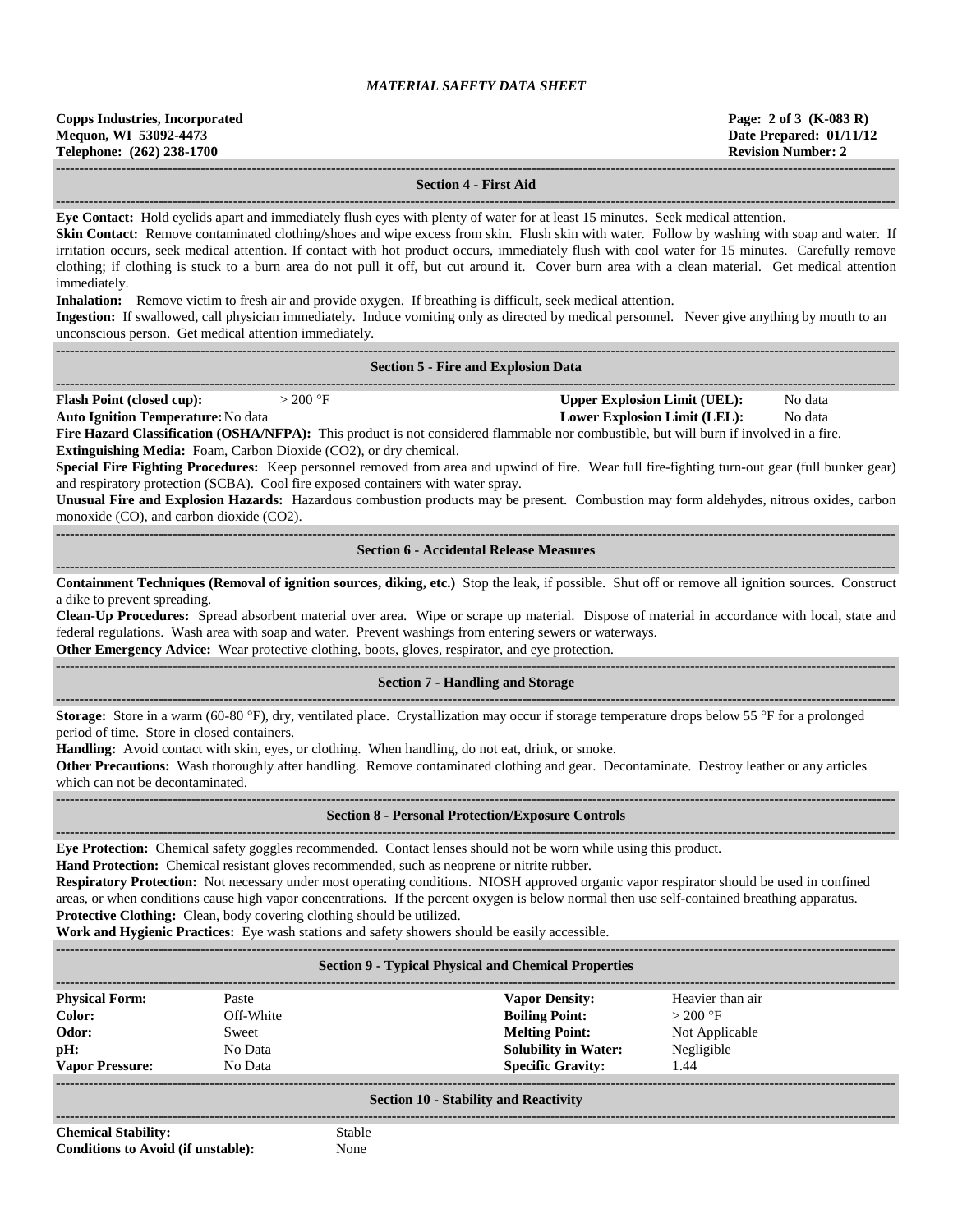*MATERIAL SAFETY DATA SHEET*

**Copps Industries, Incorporated**
**Mequon, WI 53092-4473**
**Telephone: (262) 238-1700**

**Page: 2 of 3 (K-083 R)**
**Date Prepared: 01/11/12**
**Revision Number: 2**

## Section 4 - First Aid

**Eye Contact:** Hold eyelids apart and immediately flush eyes with plenty of water for at least 15 minutes. Seek medical attention.

**Skin Contact:** Remove contaminated clothing/shoes and wipe excess from skin. Flush skin with water. Follow by washing with soap and water. If irritation occurs, seek medical attention. If contact with hot product occurs, immediately flush with cool water for 15 minutes. Carefully remove clothing; if clothing is stuck to a burn area do not pull it off, but cut around it. Cover burn area with a clean material. Get medical attention immediately.

**Inhalation:** Remove victim to fresh air and provide oxygen. If breathing is difficult, seek medical attention.

**Ingestion:** If swallowed, call physician immediately. Induce vomiting only as directed by medical personnel. Never give anything by mouth to an unconscious person. Get medical attention immediately.

## Section 5 - Fire and Explosion Data

**Flash Point (closed cup):** > 200 °F

**Auto Ignition Temperature:** No data

**Upper Explosion Limit (UEL):** No data

**Lower Explosion Limit (LEL):** No data

**Fire Hazard Classification (OSHA/NFPA):** This product is not considered flammable nor combustible, but will burn if involved in a fire.

**Extinguishing Media:** Foam, Carbon Dioxide ($CO_2$), or dry chemical.

**Special Fire Fighting Procedures:** Keep personnel removed from area and upwind of fire. Wear full fire-fighting turn-out gear (full bunker gear) and respiratory protection (SCBA). Cool fire exposed containers with water spray.

**Unusual Fire and Explosion Hazards:** Hazardous combustion products may be present. Combustion may form aldehydes, nitrous oxides, carbon monoxide (CO), and carbon dioxide ($CO_2$).

## Section 6 - Accidental Release Measures

**Containment Techniques (Removal of ignition sources, diking, etc.)** Stop the leak, if possible. Shut off or remove all ignition sources. Construct a dike to prevent spreading.

**Clean-Up Procedures:** Spread absorbent material over area. Wipe or scrape up material. Dispose of material in accordance with local, state and federal regulations. Wash area with soap and water. Prevent washings from entering sewers or waterways.

**Other Emergency Advice:** Wear protective clothing, boots, gloves, respirator, and eye protection.

## Section 7 - Handling and Storage

**Storage:** Store in a warm (60-80 °F), dry, ventilated place. Crystallization may occur if storage temperature drops below 55 °F for a prolonged period of time. Store in closed containers.

**Handling:** Avoid contact with skin, eyes, or clothing. When handling, do not eat, drink, or smoke.

**Other Precautions:** Wash thoroughly after handling. Remove contaminated clothing and gear. Decontaminate. Destroy leather or any articles which can not be decontaminated.

## Section 8 - Personal Protection/Exposure Controls

**Eye Protection:** Chemical safety goggles recommended. Contact lenses should not be worn while using this product.

**Hand Protection:** Chemical resistant gloves recommended, such as neoprene or nitrite rubber.

**Respiratory Protection:** Not necessary under most operating conditions. NIOSH approved organic vapor respirator should be used in confined areas, or when conditions cause high vapor concentrations. If the percent oxygen is below normal then use self-contained breathing apparatus.

**Protective Clothing:** Clean, body covering clothing should be utilized.

**Work and Hygienic Practices:** Eye wash stations and safety showers should be easily accessible.

## Section 9 - Typical Physical and Chemical Properties

| | | | |
|---|---|---|---|
| **Physical Form:** | Paste | **Vapor Density:** | Heavier than air |
| **Color:** | Off-White | **Boiling Point:** | > 200 °F |
| **Odor:** | Sweet | **Melting Point:** | Not Applicable |
| **pH:** | No Data | **Solubility in Water:** | Negligible |
| **Vapor Pressure:** | No Data | **Specific Gravity:** | 1.44 |

## Section 10 - Stability and Reactivity

**Chemical Stability:** Stable

**Conditions to Avoid (if unstable):** None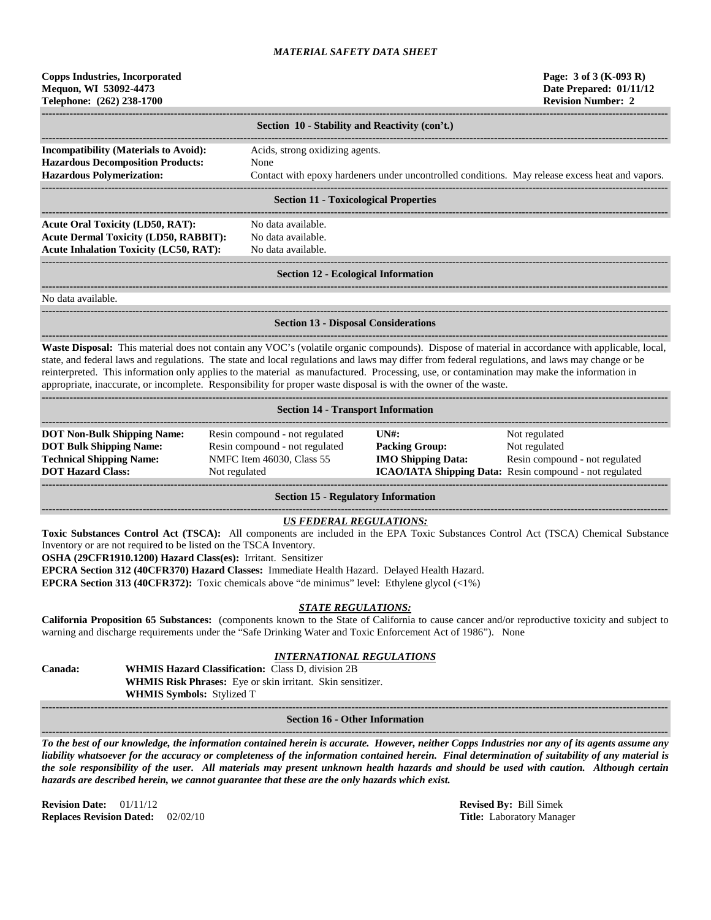# MATERIAL SAFETY DATA SHEET

**Copps Industries, Incorporated**
**Mequon, WI 53092-4473**
**Telephone: (262) 238-1700**

**Page: 3 of 3 (K-093 R)**
**Date Prepared: 01/11/12**
**Revision Number: 2**

## Section 10 - Stability and Reactivity (con't.)

**Incompatibility (Materials to Avoid):** Acids, strong oxidizing agents.
**Hazardous Decomposition Products:** None
**Hazardous Polymerization:** Contact with epoxy hardeners under uncontrolled conditions. May release excess heat and vapors.

## Section 11 - Toxicological Properties

**Acute Oral Toxicity (LD50, RAT):** No data available.
**Acute Dermal Toxicity (LD50, RABBIT):** No data available.
**Acute Inhalation Toxicity (LC50, RAT):** No data available.

## Section 12 - Ecological Information

No data available.

## Section 13 - Disposal Considerations

**Waste Disposal:** This material does not contain any VOC's (volatile organic compounds). Dispose of material in accordance with applicable, local, state, and federal laws and regulations. The state and local regulations and laws may differ from federal regulations, and laws may change or be reinterpreted. This information only applies to the material as manufactured. Processing, use, or contamination may make the information in appropriate, inaccurate, or incomplete. Responsibility for proper waste disposal is with the owner of the waste.

## Section 14 - Transport Information

| | | | |
|---|---|---|---|
| **DOT Non-Bulk Shipping Name:** | Resin compound - not regulated | **UN#:** | Not regulated |
| **DOT Bulk Shipping Name:** | Resin compound - not regulated | **Packing Group:** | Not regulated |
| **Technical Shipping Name:** | NMFC Item 46030, Class 55 | **IMO Shipping Data:** | Resin compound - not regulated |
| **DOT Hazard Class:** | Not regulated | **ICAO/IATA Shipping Data:** | Resin compound - not regulated |

## Section 15 - Regulatory Information

### *US FEDERAL REGULATIONS:*

**Toxic Substances Control Act (TSCA):** All components are included in the EPA Toxic Substances Control Act (TSCA) Chemical Substance Inventory or are not required to be listed on the TSCA Inventory.
**OSHA (29CFR1910.1200) Hazard Class(es):** Irritant. Sensitizer
**EPCRA Section 312 (40CFR370) Hazard Classes:** Immediate Health Hazard. Delayed Health Hazard.
**EPCRA Section 313 (40CFR372):** Toxic chemicals above "de minimus" level: Ethylene glycol (<1%)

### *STATE REGULATIONS:*

**California Proposition 65 Substances:** (components known to the State of California to cause cancer and/or reproductive toxicity and subject to warning and discharge requirements under the "Safe Drinking Water and Toxic Enforcement Act of 1986"). None

### *INTERNATIONAL REGULATIONS*

**Canada:**
**WHMIS Hazard Classification:** Class D, division 2B
**WHMIS Risk Phrases:** Eye or skin irritant. Skin sensitizer.
**WHMIS Symbols:** Stylized T

## Section 16 - Other Information

***To the best of our knowledge, the information contained herein is accurate. However, neither Copps Industries nor any of its agents assume any liability whatsoever for the accuracy or completeness of the information contained herein. Final determination of suitability of any material is the sole responsibility of the user. All materials may present unknown health hazards and should be used with caution. Although certain hazards are described herein, we cannot guarantee that these are the only hazards which exist.***

**Revision Date:** 01/11/12
**Replaces Revision Dated:** 02/02/10

**Revised By:** Bill Simek
**Title:** Laboratory Manager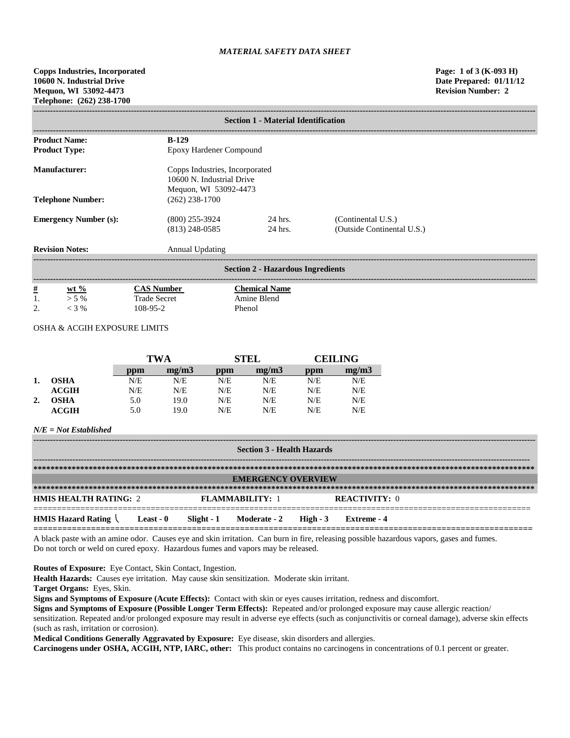*MATERIAL SAFETY DATA SHEET*

**Copps Industries, Incorporated**
**10600 N. Industrial Drive**
**Mequon, WI 53092-4473**
**Telephone: (262) 238-1700**

**Page: 1 of 3 (K-093 H)**
**Date Prepared: 01/11/12**
**Revision Number: 2**

## Section 1 - Material Identification

| | | | |
|---|---|---|---|
| **Product Name:** | **B-129** | | |
| **Product Type:** | Epoxy Hardener Compound | | |
| **Manufacturer:** | Copps Industries, Incorporated<br>10600 N. Industrial Drive<br>Mequon, WI 53092-4473 | | |
| **Telephone Number:** | (262) 238-1700 | | |
| **Emergency Number (s):** | (800) 255-3924 | 24 hrs. | (Continental U.S.) |
| | (813) 248-0585 | 24 hrs. | (Outside Continental U.S.) |
| **Revision Notes:** | Annual Updating | | |

## Section 2 - Hazardous Ingredients

| # | wt % | CAS Number | Chemical Name |
|---|---|---|---|
| 1. | > 5 % | Trade Secret | Amine Blend |
| 2. | < 3 % | 108-95-2 | Phenol |

OSHA & ACGIH EXPOSURE LIMITS

| | | TWA | | STEL | | CEILING | |
|---|---|---|---|---|---|---|---|
| | | ppm | mg/m3 | ppm | mg/m3 | ppm | mg/m3 |
| **1.** | **OSHA** | N/E | N/E | N/E | N/E | N/E | N/E |
| | **ACGIH** | N/E | N/E | N/E | N/E | N/E | N/E |
| **2.** | **OSHA** | 5.0 | 19.0 | N/E | N/E | N/E | N/E |
| | **ACGIH** | 5.0 | 19.0 | N/E | N/E | N/E | N/E |

***N/E = Not Established***

## Section 3 - Health Hazards

### EMERGENCY OVERVIEW

**HMIS HEALTH RATING:** 2 **FLAMMABILITY:** 1 **REACTIVITY:** 0

**HMIS Hazard Rating** **Least - 0** **Slight - 1** **Moderate - 2** **High - 3** **Extreme - 4**

A black paste with an amine odor. Causes eye and skin irritation. Can burn in fire, releasing possible hazardous vapors, gases and fumes. Do not torch or weld on cured epoxy. Hazardous fumes and vapors may be released.

**Routes of Exposure:** Eye Contact, Skin Contact, Ingestion.

**Health Hazards:** Causes eye irritation. May cause skin sensitization. Moderate skin irritant.

**Target Organs:** Eyes, Skin.

**Signs and Symptoms of Exposure (Acute Effects):** Contact with skin or eyes causes irritation, redness and discomfort.

**Signs and Symptoms of Exposure (Possible Longer Term Effects):** Repeated and/or prolonged exposure may cause allergic reaction/ sensitization. Repeated and/or prolonged exposure may result in adverse eye effects (such as conjunctivitis or corneal damage), adverse skin effects (such as rash, irritation or corrosion).

**Medical Conditions Generally Aggravated by Exposure:** Eye disease, skin disorders and allergies.

**Carcinogens under OSHA, ACGIH, NTP, IARC, other:** This product contains no carcinogens in concentrations of 0.1 percent or greater.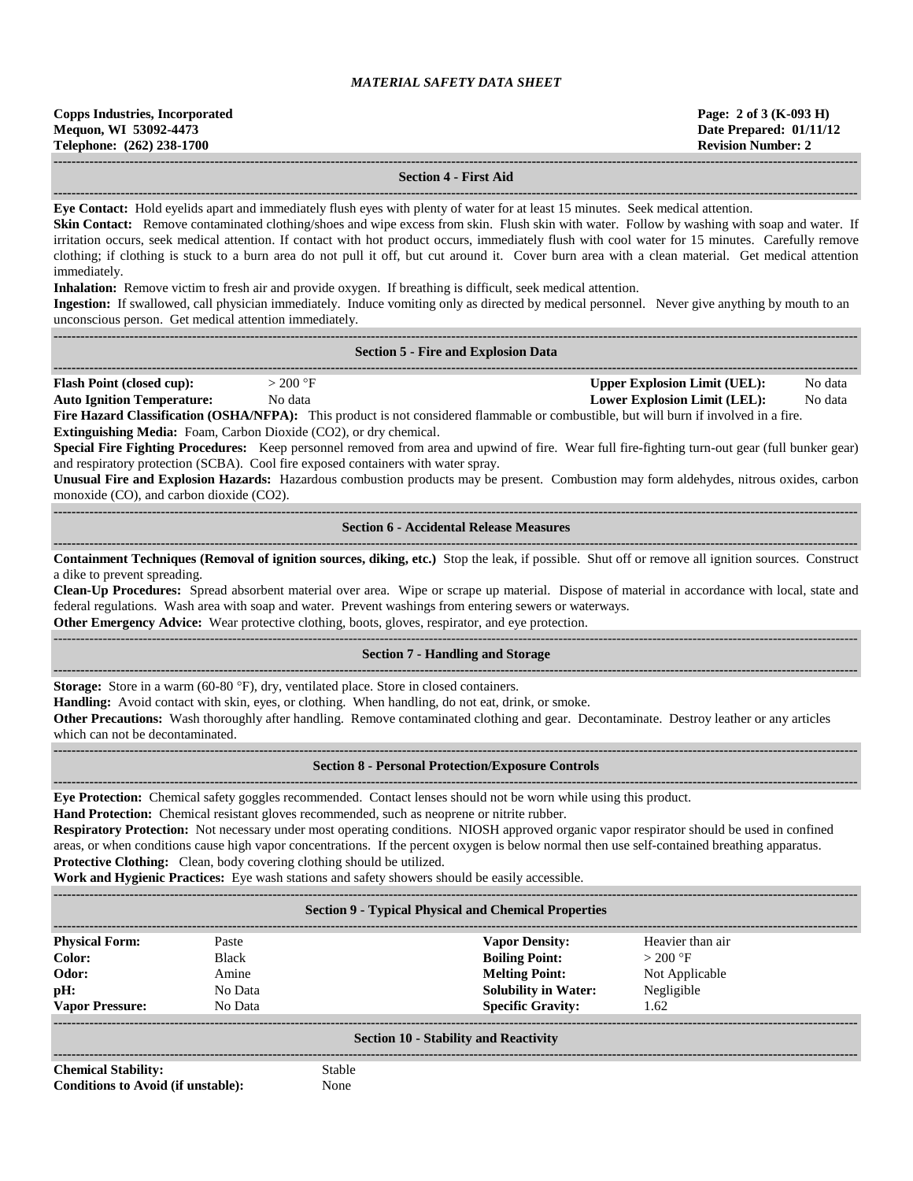## Section 4 - First Aid

**Eye Contact:** Hold eyelids apart and immediately flush eyes with plenty of water for at least 15 minutes. Seek medical attention.

**Skin Contact:** Remove contaminated clothing/shoes and wipe excess from skin. Flush skin with water. Follow by washing with soap and water. If irritation occurs, seek medical attention. If contact with hot product occurs, immediately flush with cool water for 15 minutes. Carefully remove clothing; if clothing is stuck to a burn area do not pull it off, but cut around it. Cover burn area with a clean material. Get medical attention immediately.

**Inhalation:** Remove victim to fresh air and provide oxygen. If breathing is difficult, seek medical attention.

**Ingestion:** If swallowed, call physician immediately. Induce vomiting only as directed by medical personnel. Never give anything by mouth to an unconscious person. Get medical attention immediately.

## Section 5 - Fire and Explosion Data

| | | | |
|---|---|---|---|
| **Flash Point (closed cup):** | > 200 °F | **Upper Explosion Limit (UEL):** | No data |
| **Auto Ignition Temperature:** | No data | **Lower Explosion Limit (LEL):** | No data |

**Fire Hazard Classification (OSHA/NFPA):** This product is not considered flammable or combustible, but will burn if involved in a fire.

**Extinguishing Media:** Foam, Carbon Dioxide ($CO_2$), or dry chemical.

**Special Fire Fighting Procedures:** Keep personnel removed from area and upwind of fire. Wear full fire-fighting turn-out gear (full bunker gear) and respiratory protection (SCBA). Cool fire exposed containers with water spray.

**Unusual Fire and Explosion Hazards:** Hazardous combustion products may be present. Combustion may form aldehydes, nitrous oxides, carbon monoxide (CO), and carbon dioxide ($CO_2$).

## Section 6 - Accidental Release Measures

**Containment Techniques (Removal of ignition sources, diking, etc.)** Stop the leak, if possible. Shut off or remove all ignition sources. Construct a dike to prevent spreading.

**Clean-Up Procedures:** Spread absorbent material over area. Wipe or scrape up material. Dispose of material in accordance with local, state and federal regulations. Wash area with soap and water. Prevent washings from entering sewers or waterways.

**Other Emergency Advice:** Wear protective clothing, boots, gloves, respirator, and eye protection.

## Section 7 - Handling and Storage

**Storage:** Store in a warm (60-80 °F), dry, ventilated place. Store in closed containers.

**Handling:** Avoid contact with skin, eyes, or clothing. When handling, do not eat, drink, or smoke.

**Other Precautions:** Wash thoroughly after handling. Remove contaminated clothing and gear. Decontaminate. Destroy leather or any articles which can not be decontaminated.

## Section 8 - Personal Protection/Exposure Controls

**Eye Protection:** Chemical safety goggles recommended. Contact lenses should not be worn while using this product.

**Hand Protection:** Chemical resistant gloves recommended, such as neoprene or nitrite rubber.

**Respiratory Protection:** Not necessary under most operating conditions. NIOSH approved organic vapor respirator should be used in confined areas, or when conditions cause high vapor concentrations. If the percent oxygen is below normal then use self-contained breathing apparatus.

**Protective Clothing:** Clean, body covering clothing should be utilized.

**Work and Hygienic Practices:** Eye wash stations and safety showers should be easily accessible.

## Section 9 - Typical Physical and Chemical Properties

| | | | |
|---|---|---|---|
| **Physical Form:** | Paste | **Vapor Density:** | Heavier than air |
| **Color:** | Black | **Boiling Point:** | > 200 °F |
| **Odor:** | Amine | **Melting Point:** | Not Applicable |
| **pH:** | No Data | **Solubility in Water:** | Negligible |
| **Vapor Pressure:** | No Data | **Specific Gravity:** | 1.62 |

## Section 10 - Stability and Reactivity

| | |
|---|---|
| **Chemical Stability:** | Stable |
| **Conditions to Avoid (if unstable):** | None |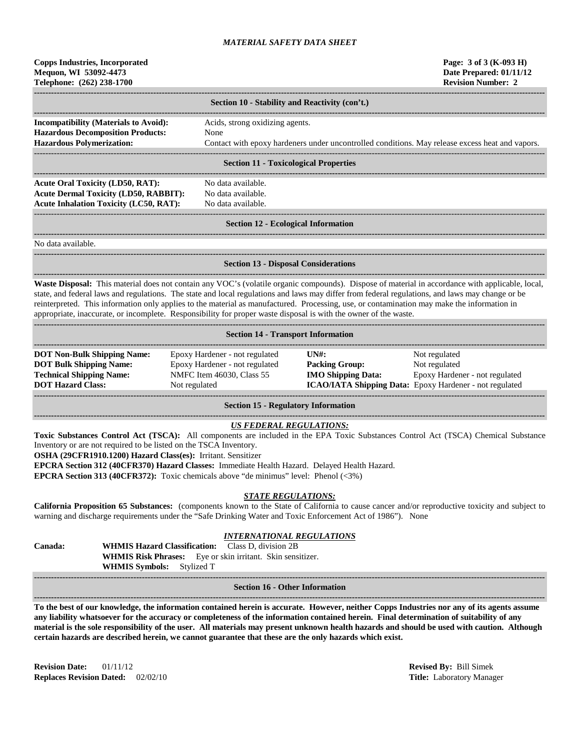*MATERIAL SAFETY DATA SHEET*

**Copps Industries, Incorporated**
**Mequon, WI 53092-4473**
**Telephone: (262) 238-1700**

**Page: 3 of 3 (K-093 H)**
**Date Prepared: 01/11/12**
**Revision Number: 2**

## Section 10 - Stability and Reactivity (con't.)

| | |
|---|---|
| **Incompatibility (Materials to Avoid):** | Acids, strong oxidizing agents. |
| **Hazardous Decomposition Products:** | None |
| **Hazardous Polymerization:** | Contact with epoxy hardeners under uncontrolled conditions. May release excess heat and vapors. |

## Section 11 - Toxicological Properties

| | |
|---|---|
| **Acute Oral Toxicity (LD50, RAT):** | No data available. |
| **Acute Dermal Toxicity (LD50, RABBIT):** | No data available. |
| **Acute Inhalation Toxicity (LC50, RAT):** | No data available. |

## Section 12 - Ecological Information

No data available.

## Section 13 - Disposal Considerations

**Waste Disposal:** This material does not contain any VOC's (volatile organic compounds). Dispose of material in accordance with applicable, local, state, and federal laws and regulations. The state and local regulations and laws may differ from federal regulations, and laws may change or be reinterpreted. This information only applies to the material as manufactured. Processing, use, or contamination may make the information in appropriate, inaccurate, or incomplete. Responsibility for proper waste disposal is with the owner of the waste.

## Section 14 - Transport Information

| | | | |
|---|---|---|---|
| **DOT Non-Bulk Shipping Name:** | Epoxy Hardener - not regulated | **UN#:** | Not regulated |
| **DOT Bulk Shipping Name:** | Epoxy Hardener - not regulated | **Packing Group:** | Not regulated |
| **Technical Shipping Name:** | NMFC Item 46030, Class 55 | **IMO Shipping Data:** | Epoxy Hardener - not regulated |
| **DOT Hazard Class:** | Not regulated | **ICAO/IATA Shipping Data:** | Epoxy Hardener - not regulated |

## Section 15 - Regulatory Information

### *US FEDERAL REGULATIONS:*

**Toxic Substances Control Act (TSCA):** All components are included in the EPA Toxic Substances Control Act (TSCA) Chemical Substance Inventory or are not required to be listed on the TSCA Inventory.

**OSHA (29CFR1910.1200) Hazard Class(es):** Irritant. Sensitizer

**EPCRA Section 312 (40CFR370) Hazard Classes:** Immediate Health Hazard. Delayed Health Hazard.

**EPCRA Section 313 (40CFR372):** Toxic chemicals above "de minimus" level: Phenol (<3%)

### *STATE REGULATIONS:*

**California Proposition 65 Substances:** (components known to the State of California to cause cancer and/or reproductive toxicity and subject to warning and discharge requirements under the "Safe Drinking Water and Toxic Enforcement Act of 1986"). None

### *INTERNATIONAL REGULATIONS*

**Canada:**
**WHMIS Hazard Classification:** Class D, division 2B
**WHMIS Risk Phrases:** Eye or skin irritant. Skin sensitizer.
**WHMIS Symbols:** Stylized T

## Section 16 - Other Information

**To the best of our knowledge, the information contained herein is accurate. However, neither Copps Industries nor any of its agents assume any liability whatsoever for the accuracy or completeness of the information contained herein. Final determination of suitability of any material is the sole responsibility of the user. All materials may present unknown health hazards and should be used with caution. Although certain hazards are described herein, we cannot guarantee that these are the only hazards which exist.**

**Revision Date:** 01/11/12
**Replaces Revision Dated:** 02/02/10

**Revised By:** Bill Simek
**Title:** Laboratory Manager